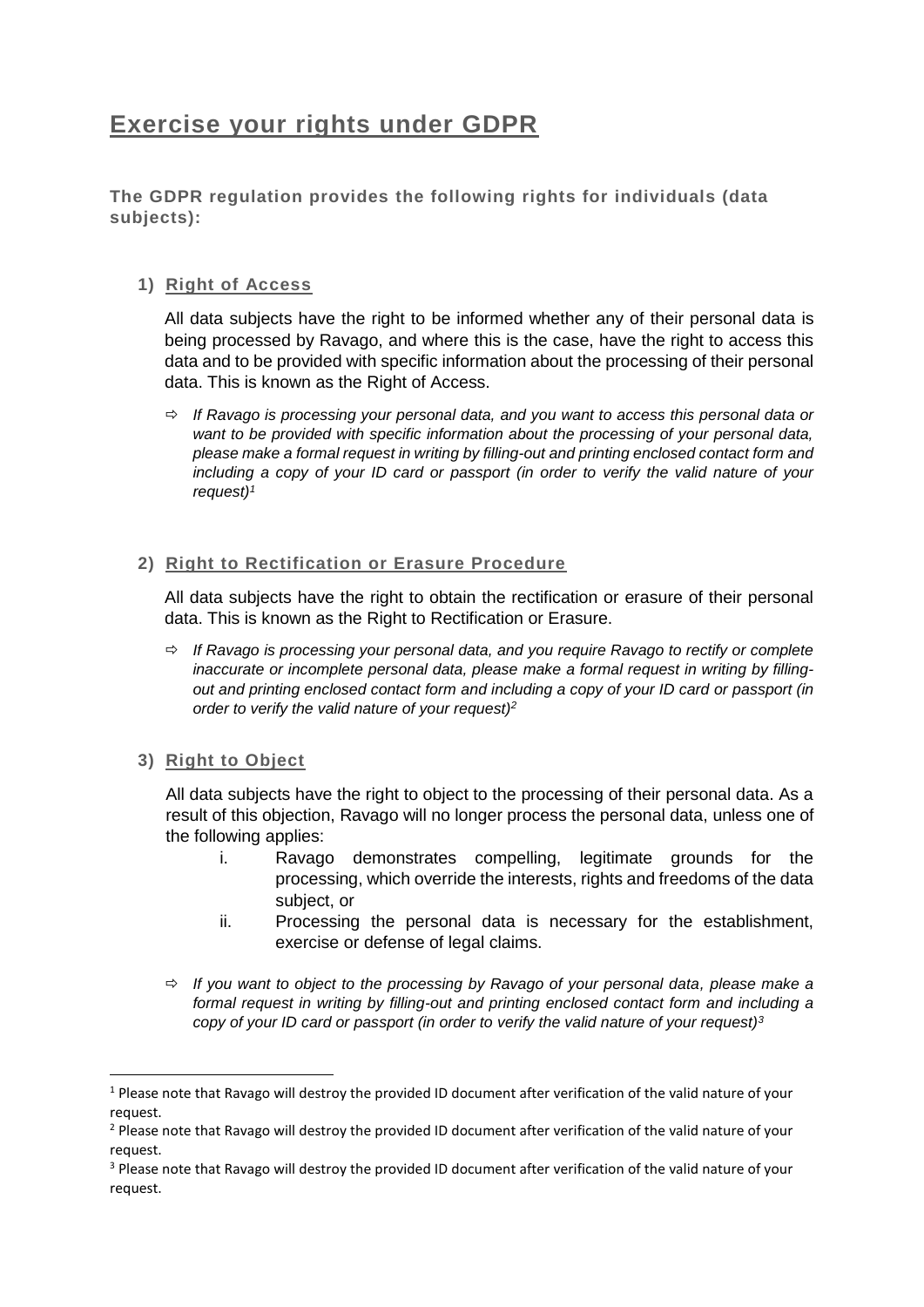# Exercise your rights under GDPR

**The GDPR regulation provides the following rights for individuals (data subjects):**

## 1) Right of Access

All data subjects have the right to be informed whether any of their personal data is being processed by Ravago, and where this is the case, have the right to access this data and to be provided with specific information about the processing of their personal data. This is known as the Right of Access.

- ⇨ *If Ravago is processing your personal data, and you want to access this personal data or want to be provided with specific information about the processing of your personal data, please make a formal request in writing by filling-out and printing enclosed contact form and including a copy of your ID card or passport (in order to verify the valid nature of your request)*[1]

## 2) Right to Rectification or Erasure Procedure

All data subjects have the right to obtain the rectification or erasure of their personal data. This is known as the Right to Rectification or Erasure.

- ⇨ *If Ravago is processing your personal data, and you require Ravago to rectify or complete inaccurate or incomplete personal data, please make a formal request in writing by filling-out and printing enclosed contact form and including a copy of your ID card or passport (in order to verify the valid nature of your request)*[2]

## 3) Right to Object

All data subjects have the right to object to the processing of their personal data. As a result of this objection, Ravago will no longer process the personal data, unless one of the following applies:

i. Ravago demonstrates compelling, legitimate grounds for the processing, which override the interests, rights and freedoms of the data subject, or

ii. Processing the personal data is necessary for the establishment, exercise or defense of legal claims.

- ⇨ *If you want to object to the processing by Ravago of your personal data, please make a formal request in writing by filling-out and printing enclosed contact form and including a copy of your ID card or passport (in order to verify the valid nature of your request)*[3]

---

[1] Please note that Ravago will destroy the provided ID document after verification of the valid nature of your request.

[2] Please note that Ravago will destroy the provided ID document after verification of the valid nature of your request.

[3] Please note that Ravago will destroy the provided ID document after verification of the valid nature of your request.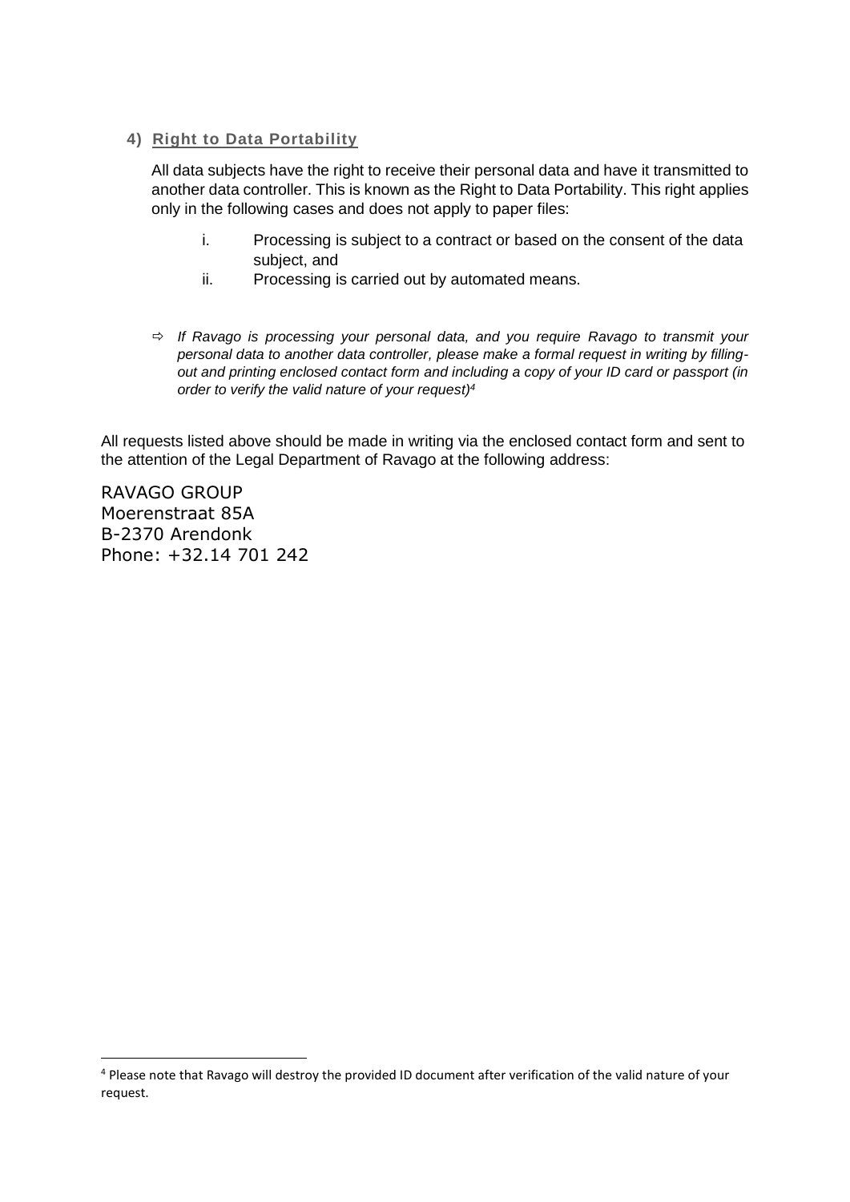#### 4) Right to Data Portability

All data subjects have the right to receive their personal data and have it transmitted to another data controller. This is known as the Right to Data Portability. This right applies only in the following cases and does not apply to paper files:

i. Processing is subject to a contract or based on the consent of the data subject, and
ii. Processing is carried out by automated means.

⇨ *If Ravago is processing your personal data, and you require Ravago to transmit your personal data to another data controller, please make a formal request in writing by filling-out and printing enclosed contact form and including a copy of your ID card or passport (in order to verify the valid nature of your request)*[4]

All requests listed above should be made in writing via the enclosed contact form and sent to the attention of the Legal Department of Ravago at the following address:

RAVAGO GROUP
Moerenstraat 85A
B-2370 Arendonk
Phone: +32.14 701 242

---

[4] Please note that Ravago will destroy the provided ID document after verification of the valid nature of your request.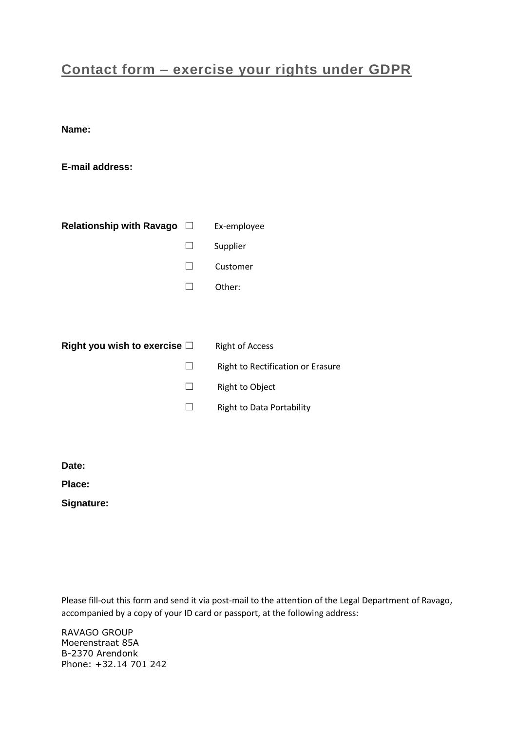## Contact form – exercise your rights under GDPR

**Name:**

**E-mail address:**

**Relationship with Ravago**

- ☐ Ex-employee
- ☐ Supplier
- ☐ Customer
- ☐ Other:

**Right you wish to exercise**

- ☐ Right of Access
- ☐ Right to Rectification or Erasure
- ☐ Right to Object
- ☐ Right to Data Portability

**Date:**

**Place:**

**Signature:**

Please fill-out this form and send it via post-mail to the attention of the Legal Department of Ravago, accompanied by a copy of your ID card or passport, at the following address:

RAVAGO GROUP
Moerenstraat 85A
B-2370 Arendonk
Phone: +32.14 701 242